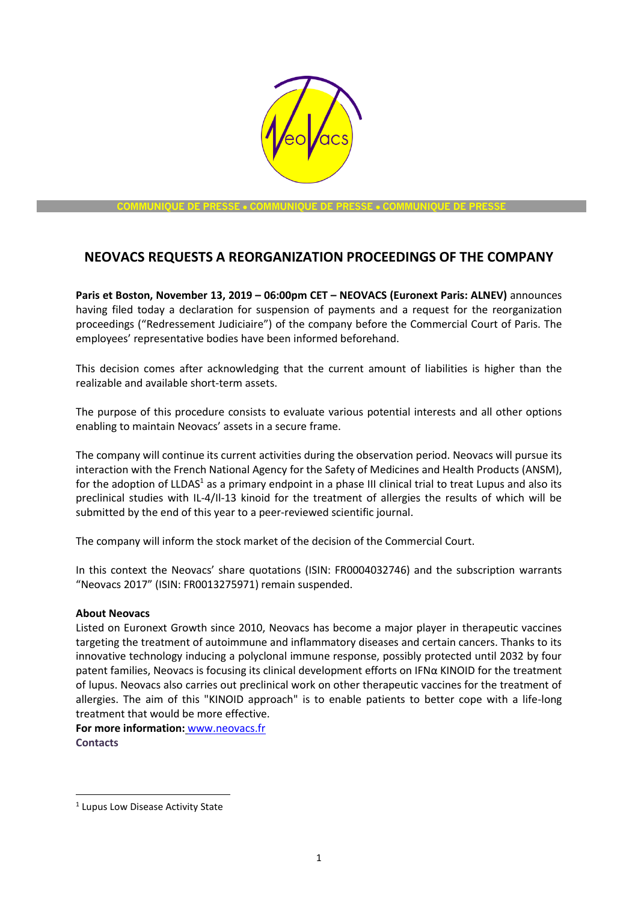COMMUNIQUE DE PRESSE • COMMUNIQUE DE PRESSE • COMMUNIQUE DE PRESSE

## NEOVACS REQUESTS A REORGANIZATION PROCEEDINGS OF THE COMPANY

**Paris et Boston, November 13, 2019 – 06:00pm CET – NEOVACS (Euronext Paris: ALNEV)** announces having filed today a declaration for suspension of payments and a request for the reorganization proceedings ("Redressement Judiciaire") of the company before the Commercial Court of Paris. The employees' representative bodies have been informed beforehand.

This decision comes after acknowledging that the current amount of liabilities is higher than the realizable and available short-term assets.

The purpose of this procedure consists to evaluate various potential interests and all other options enabling to maintain Neovacs' assets in a secure frame.

The company will continue its current activities during the observation period. Neovacs will pursue its interaction with the French National Agency for the Safety of Medicines and Health Products (ANSM), for the adoption of LLDAS[1] as a primary endpoint in a phase III clinical trial to treat Lupus and also its preclinical studies with IL-4/Il-13 kinoid for the treatment of allergies the results of which will be submitted by the end of this year to a peer-reviewed scientific journal.

The company will inform the stock market of the decision of the Commercial Court.

In this context the Neovacs' share quotations (ISIN: FR0004032746) and the subscription warrants "Neovacs 2017" (ISIN: FR0013275971) remain suspended.

**About Neovacs**

Listed on Euronext Growth since 2010, Neovacs has become a major player in therapeutic vaccines targeting the treatment of autoimmune and inflammatory diseases and certain cancers. Thanks to its innovative technology inducing a polyclonal immune response, possibly protected until 2032 by four patent families, Neovacs is focusing its clinical development efforts on IFNα KINOID for the treatment of lupus. Neovacs also carries out preclinical work on other therapeutic vaccines for the treatment of allergies. The aim of this "KINOID approach" is to enable patients to better cope with a life-long treatment that would be more effective.

**For more information:** www.neovacs.fr

**Contacts**

[1] Lupus Low Disease Activity State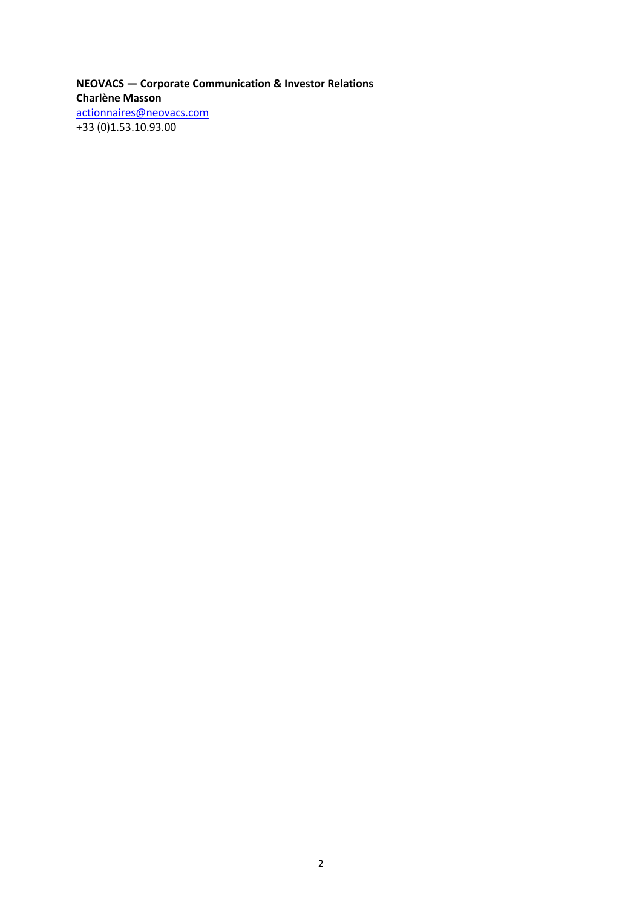**NEOVACS — Corporate Communication & Investor Relations**
**Charlène Masson**
actionnaires@neovacs.com
+33 (0)1.53.10.93.00